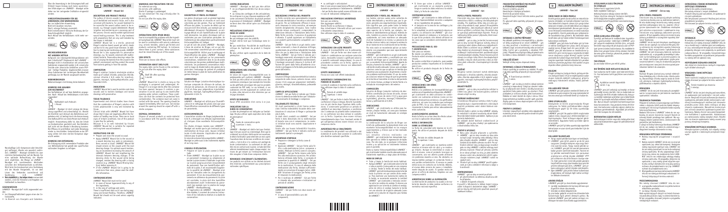# EN INSTRUCTIONS FOR USE

**LAVANID® – Wound Gel**

## DESCRIPTION AND PRODUCT PROFILE

The surface of chronic wounds, i.e. generally made up of devitalized and necrotic tissue, and is also colonized with bacteria. For wound treatment to be successful the wound surface must be cleaned, e.g. through surgical debridement. Wound irrigation and moistening are a necessary part of this process. Chronic wounds exhibit dysfunctional wound healing processes. This is why treatment with preparations that are very well tolerated by the tissue is indicated.

LAVANID® Wound Gel is a sterile, preserved Ringer's solution based wound gel which moistens due to its very good tissue tolerance. In addition to cleaning and moistening wounds, LAVANID® Wound Gel is also suitable for the preservation of dressings, e.g. for wounds colonized with multiresistant bacteria. Polyhexanide keeps the risk of carrying the bacteria from the wound to the patient's environment and they protect the wound from bacteria getting in from the outside.

## COMPOSITION

Ringer's solution (electrolyte solution made up of sodium chloride, potassium chloride, calcium chloride 6 $H_2O$, water for injection), glycerin, macrogol, hydroxyethylcellulose, polyhexanide 0.04%.

## INDICATIONS

LAVANID® Wound Gel is used to moisten and clean wounds and to moisten bandages and wound dressings with preservation.

## TISSUE TOLERANCE

Experimental and clinical studies have shown that the combination of Ringer's solution with 0.04% polyhexanide is very well tolerated by tissue.

Clinical trials with LAVANID® Wound Gel have shown that it does not negatively affect the formation of healthy new tissue. There are no known signs of irritant conditions.

Because it is so well tolerated by tissues LAVANID® Wound Gel is suitable for repeated and long-term wound treatment.

## INSTRUCTIONS FOR USE

- Prepare and clean the wound as usual.
- Apply LAVANID® Wound Gel to the wound or a wound dressing (e.g. gels or compresses). LAVANID® Wound Gel should remain on the wound until the next dressing change. If the wound dressing sticks to the wound when being changed, moisten the dressing with a rinsing solution (e.g. LAVANID® Wound Rinsing Solution) before removing it.
- If the LAVANID® Wound Gel is going to be used more than once, please read the shelf-life information.

## CONTRAINDICATIONS

LAVANID® Wound Gel must not be used:

- in cases of known hypersensitivity to any of the ingredients,
- in the area of cartilage and joints.

There is insufficient data on its use during pregnancy and breast feeding. Therefore, LAVANID® Wound Gel should not be used unless urgently indicated.

## WARNINGS AND PRECAUTIONS FOR USE

For external use only.
Do not mix with additives.
Sterile if package is undamaged.
Do not resterilize! This may critically alter its stability.

## INTERACTIONS WITH OTHER DRUGS

Due to incompatibility problems with the cationic polyhexanide, LAVANID® Wound Gel must not be used in combination with anionic substances (e.g. ointment bases, creams or soaps).

## SIDE EFFECTS

There are no known side effects.

## INFORMATION ABOUT SHELF-LIFE

The expiry date can be found on the container. Do not use after the expiry date!

Shelf life after opening: 8 weeks

## DISPOSAL INFORMATION

Dispose of unused products or waste material in accordance with the specific national regulations.

# FR MODE D'EMPLOI

**LAVANID® – Gel**

# IT ISTRUZIONI PER L'USO

**LAVANID® – Gel**

# ES INSTRUCCIONES DE USO

**LAVANID® – Gel**

# CZ NÁVOD K POUŽITÍ

**LAVANID® – Gel**

# HU KULLANIM TALİMATI

**LAVANID® – Yara Jeli**

# PL INSTRUKCJA UŻYWANIA

**LAVANID® – Żel na rany**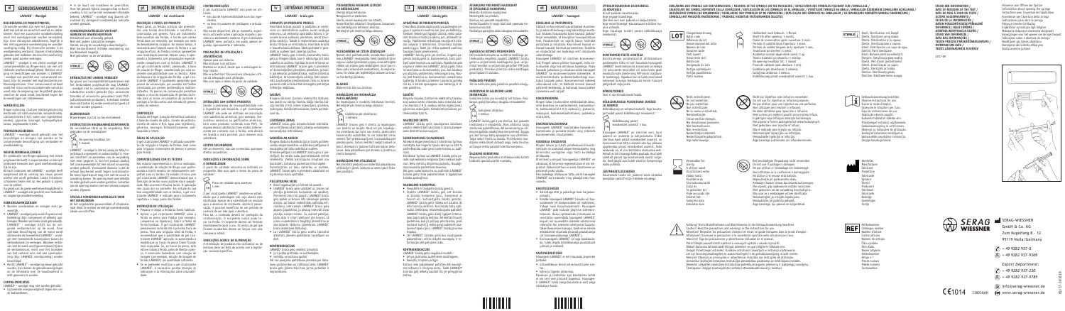SERAG-WIESSNER GmbH & Co. KG

Zum Kugelfang 8 - 12

95119 Naila/Germany

+49 9282 937-0

+49 9282 937-9369

Export Department:

+49 9282 937-230

+49 9282 937-9785

info@serag-wiessner.de

www.serag-wiessner.de

CE 1014

1380AAH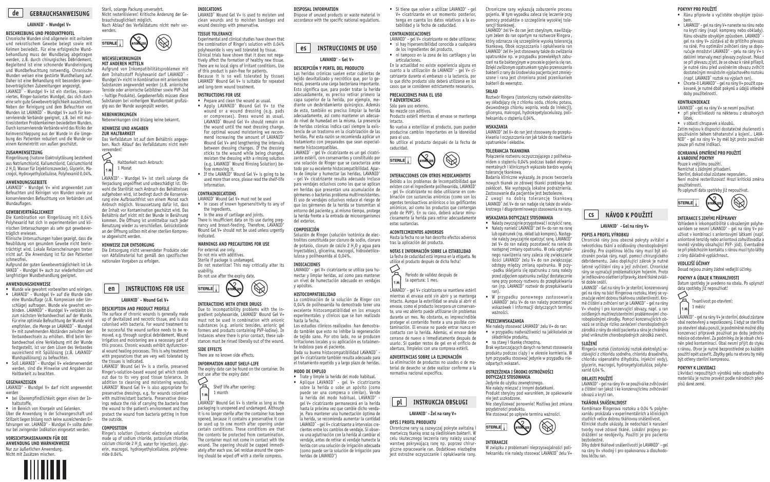# de GEBRAUCHSANWEISUNG

**LAVANID® - Wundgel V+**

**BESCHREIBUNG UND PRODUKTPROFIL**

Chronische Wunden sind allgemein mit avitalem und nekrotischem Gewebe belegt sowie mit Keimen besiedelt. Für eine erfolgreiche Wundbehandlung muss der Wundbelag abgetragen werden, z.B. durch chirurgisches Débridement. Begleitend ist eine schonende Wundreinigung und Wundbefeuchtung notwendig. Chronische Wunden weisen eine gestörte Wundheilung auf. Daher ist eine Behandlung mit besonders gewebeverträglichen Zubereitungen angezeigt.

LAVANID® - Wundgel V+ ist ein steriles, konserviertes, Ringer-basiertes Wundgel, das sich durch eine sehr gute Gewebeverträglichkeit auszeichnet. Neben der Reinigung und dem Befeuchten von Wunden ist LAVANID® - Wundgel V+ auch für konservierende Verbände geeignet, z.B. bei mit multiresistenten Problemkeimen besiedelten Wunden. Durch konservierende Verbände wird das Risiko der Keimverschleppung aus der Wunde in die Umgebung des Patienten reduziert und die Wunde vor einem Keimeintritt von außen geschützt.

**ZUSAMMENSETZUNG**

Ringerlösung (isotone Elektrolytlösung bestehend aus Natriumchlorid, Kaliumchlorid, Calciumchlorid 2 $H_2O$, Wasser für Injektionszwecke), Glycerin, Macrogol, Hydroxyethylcellulose, Polyhexanid 0,04%.

**ANWENDUNGSGEBIETE**

LAVANID® - Wundgel V+ wird angewendet zum Befeuchten und Reinigen von Wunden sowie zur konservierenden Befeuchtung von Verbänden und Wundauflagen.

**GEWEBEVERTRÄGLICHKEIT**

Die Kombination von Ringerlösung mit 0,04% Polyhexanid hat sich in experimentellen und klinischen Untersuchungen als sehr gut gewebeverträglich erwiesen.

Klinische Untersuchungen haben gezeigt, dass die Neubildung von gesundem Gewebe nicht beeinträchtigt wird. Lokale Reizerscheinungen treten nicht auf. Die Anwendung ist für den Patienten schmerzfrei.

Aufgrund der guten Gewebeverträglichkeit ist LAVANID® - Wundgel V+ zur wiederholten und langfristigen Wundbehandlung geeignet.

**ANWENDUNGSHINWEISE**

- Wunde wie gewohnt vorbereiten und reinigen.
- LAVANID® - Wundgel V+ auf die Wunde oder eine Wundauflage (z.B. Kompressen oder Umschläge) auftragen. Wunde wie gewohnt verbinden. LAVANID® - Wundgel V+ verbleibt bis zum nächsten Verbandwechsel auf der Wunde. Für eine optimale Befeuchtung der Wunde wird empfohlen, die Menge an LAVANID® - Wundgel V+ mit zunehmenden Abständen zwischen den Verbandwechseln zu erhöhen. Wird beim Verbandwechsel eine Verklebung mit der Wunde festgestellt, ist vor dem Lösen des Verbandes ausreichend mit Spüllösung (z.B. LAVANID® Wundspüllösung) zu befeuchten.
- Soll LAVANID® - Wundgel V+ wiederverwendet werden, sind die Hinweise und Angaben zur Haltbarkeit zu beachten.

**GEGENANZEIGEN**

LAVANID® - Wundgel V+ darf nicht angewendet werden

- bei Überempfindlichkeit gegen einen der Inhaltsstoffe,
- im Bereich von Knorpeln und Gelenken.

Über die Anwendung in der Schwangerschaft und Stillzeit liegen bislang noch keine ausreichenden Erfahrungen vor. LAVANID® - Wundgel V+ sollte daher nur bei zwingender Indikation eingesetzt werden.

**VORSICHTSMASSNAHMEN FÜR DIE ANWENDUNG UND WARNHINWEISE**

Nur zur äußerlichen Anwendung.
Nicht mit Zusätzen mischen.
Steril, solange Packung unversehrt.
Nicht resterilisieren! Kritische Änderung der Gebrauchstauglichkeit möglich.
Nach Ablauf des Verfalldatums nicht mehr verwenden.

STERILE

**WECHSELWIRKUNGEN MIT ANDEREN MITTELN**

Aufgrund von Inkompatibilitätsproblemen mit dem Inhaltsstoff Polyhexanid darf LAVANID® - Wundgel V+ nicht in Kombination mit anionischen Substanzen (z.B. Seifen, anionischen Tensiden oder anionische Gelbildner sowie PVP-Jod - haltige Produkte). Gegebenenfalls müssen diese Substanzen bei vorherigem Wundkontakt großzügig aus der Wunde ausgespült werden.

**NEBENWIRKUNGEN**

Nebenwirkungen sind bislang keine bekannt.

**HINWEISE UND ANGABEN ZUR HALTBARKEIT**

Das Verfalldatum ist auf dem Behältnis angegeben. Nach Ablauf des Verfalldatums nicht mehr verwenden!

Haltbarkeit nach Anbruch:
1 Monat

LAVANID® - Wundgel V+ ist steril solange die Verpackung ungeöffnet und unbeschädigt ist. Obwohl die Sterilität nach Anbruch des Behältnisses aufgehoben wird, ist bedingt durch die Konservierung eine Aufbrauchfrist von einem Monat nach Anbruch möglich. Voraussetzung dafür ist, dass der Inhalt vor Kontamination geschützt wird. Das Behältnis darf nicht mit der Wunde in Berührung kommen. Die Öffnung ist unmittelbar nach jeder Benutzung wieder zu verschließen. Gelrückstände an der Öffnung sollten mit einer sterilen Kompresse abgewischt werden.

**HINWEISE ZUR ENTSORGUNG**

Die Entsorgung nicht verwendeter Produkte oder von Abfallmaterial hat gemäß den spezifischen nationalen Vorgaben zu erfolgen.

# en INSTRUCTIONS FOR USE

**LAVANID® - Wound Gel V+**

**DESCRIPTION AND PRODUCT PROFILE**

The surface of chronic wounds is generally made up of devitalized and necrotic tissue, and is also colonised with bacteria. For wound treatment to be successful the wound surface needs to be removed, e.g. through surgical debridement. Wound irrigation and moistening are a necessary part of this process. Chronic wounds exhibit dysfunctional wound healing processes. This is why treatment with preparations that are very well tolerated by the tissues is indicated.

LAVANID® Wound Gel V+ is a sterile, preserved Ringer's-solution-based wound gel which stands out due to its very good tissue tolerance. In addition to cleaning and moistening wounds, LAVANID® Wound Gel V+ is also appropriate for preservative dressings, e.g. for wounds colonised with multiresistant bacteria. Preservative dressings reduce the risk of carrying the bacteria from the wound to the patient's environment and they protect the wound from bacteria getting in from the outside.

**COMPOSITION**

Ringer's solution (isotonic electrolyte solution made up of sodium chloride, potassium chloride, calcium chloride 2 $H_2O$, water for injection), glycerin, macrogol, hydroxyethylcellulose, polyhexanide 0.04%.

**INDICATIONS**

LAVANID® Wound Gel V+ is used to moisten and clean wounds and to moisten bandages and wound dressings with preservative.

**TISSUE TOLERANCE**

Experimental and clinical studies have shown that the combination of Ringer's solution with 0.04% polyhexanide is very well tolerated by tissue.

Clinical trials have shown that it does not negatively affect the formation of healthy new tissue. There are no local signs of irritant conditions. Use of this product is pain-free for patients.

Because it is so well tolerated by tissues LAVANID® Wound Gel V+ is suitable for repeated and long-term wound treatment.

**INSTRUCTIONS FOR USE**

- Prepare and clean the wound as usual.
- Apply LAVANID® Wound Gel V+ to the wound or a wound dressing (e.g. pads or compresses). Dress wound as usual. LAVANID® Wound Gel V+ should remain on the wound until the next dressing change. For optimal wound moistening we recommend increasing the amount of LAVANID® Wound Gel V+ and lengthening the intervals between dressing changes. If the dressing sticks to the wound while being changed, moisten the dressing with a rinsing solution (e.g. LAVANID® Wound Rinsing Solution) before removing it.
- If the LAVANID® Wound Gel V+ is going to be used more than once, please read the shelf-life information.

**CONTRAINDICATIONS**

LAVANID® Wound Gel V+ must not be used

- in cases of known hypersensitivity to any of the ingredients,
- in the area of cartilage and joints.

There is insufficient data on its use during pregnancy and breast-feeding. Therefore, LAVANID® Wound Gel V+ should not be used unless urgently indicated.

**WARNINGS AND PRECAUTIONS FOR USE**

For external use only.
Do not mix with additives.
Sterile if package is undamaged.
Do not sterilize! This may critically alter its usability.
Do not use after the expiry date.

STERILE

**INTERACTIONS WITH OTHER DRUGS**

Due to incompatibility problems with the ingredient polyhexanide, LAVANID® Wound Gel V+ must not be used in combination with anionic substances (e.g. anionic tensides, anionic gel formers and products containing PVP-iodine). In instances where there is prior contact, these substances must be rinsed liberally out of the wound.

**SIDE EFFECTS**

There are no known side effects.

**INFORMATION ABOUT SHELF-LIFE**

The expiry date can be found on the container. Do not use after the expiry date!

Shelf life after opening:
1 month

LAVANID® Wound Gel V+ is sterile as long as the packaging is unopened and undamaged. Although it is no longer sterile after the container has been opened, because it contains a preservative it can be used up to one month after opening under certain conditions. These conditions are that the contents be protected from contamination. The container must not come in contact with the wound. The opening should be capped immediately after each use. Gel residue around the opening should be wiped off with a sterile compress.

**DISPOSAL INFORMATION**

Dispose of unused products or waste material in accordance with the specific national regulations.

# es INSTRUCCIONES DE USO

**LAVANID® - Gel V+**

**DESCRIPCIÓN Y PERFIL DEL PRODUCTO**

Las heridas crónicas suelen estar cubiertas de tejido desvitalizado y necrótico que, por lo general, presenta una carga bacteriana importante. Esto significa que, para poder tratar la herida adecuadamente, es preciso retirar primero la capa superior de la herida, por ejemplo, mediante un desbridamiento quirúrgico. Además de esto, también es preciso limpiar la herida adecuadamente, así como mantener un adecuado nivel de humedad en la misma. La presencia de heridas crónicas indica casi siempre la existencia de un trastorno en la cicatrización de las heridas. Por esta razón se recomienda aplicar un tratamiento con preparados que sean especialmente histocompatibles.

LAVANID® - gel V+ cicatrizante es un gel cicatrizante estéril, con conservantes y constituido por una solución de Ringer que se caracteriza ante todo por su excelente histocompatibilidad. Aparte de limpiar y humectar las heridas, LAVANID® - gel V+ cicatrizante resulta adecuado incluso para vendajes oclusivos como los que se aplican en heridas que presentan una acumulación de gérmenes o bacterias problema multirresistentes. El uso de vendajes oclusivos reduce el riesgo de que los gérmenes de la herida se transmitan al entorno del paciente y, al mismo tiempo, protege la herida frente a la entrada de microorganismos del exterior.

**COMPOSICIÓN**

Solución de Ringer (solución isotónica de electrolitos constituida por cloruro de sodio, cloruro de potasio, cloruro de calcio 2 $H_2O$ y agua para inyectables), glicerina, macrogol, hidroxietilcelulosa y polihexanida al 0,04%.

**INDICACIONES**

LAVANID® - gel V+ cicatrizante se utiliza para humectar y limpiar heridas, así como para mantener un nivel de humectación adecuado en vendajes y apósitos.

**HISTOCOMPATIBILIDAD**

La combinación de la solución de Ringer con 0,04% de polihexanida ha demostrado tener una excelente histocompatibilidad en los ensayos experimentales y clínicos que se han realizado hasta la fecha.

Los estudios clínicos realizados han demostrado también que esto no inhibe la regeneración de tejido sano. Por otro lado, no se producen irritaciones locales y su aplicación es totalmente indolora para el paciente.

Dada su buena histocompatibilidad LAVANID® - gel V+ cicatrizante también resulta adecuado para el tratamiento repetido y a largo plazo de heridas.

**MODO DE EMPLEO**

- Trate y limpie la herida del modo habitual.
- Aplique LAVANID® - gel V+ cicatrizante sobre la herida o sobre un apósito (como puede ser una compresa o similar). Vende la herida del modo habitual. LAVANID® - gel V+ cicatrizante permanecerá en la herida hasta la próxima vez que cambie dicho vendaje. Para mantener una humectación óptima de la herida, se recomienda aumentar la cantidad LAVANID® - gel V+ cicatrizante a intervalos crecientes entre los cambios de vendaje. Si observa una aglutinación con la herida al cambiar el vendaje, antes de retirar el vendaje humecte la herida con una solución de irrigación adecuada (como puede ser la solución de irrigación para heridas de LAVANID®)
- Si tiene que volver a utilizar LAVANID® - gel V+ cicatrizante en un momento posterior, tenga en cuenta los datos relativos a la estabilidad y la fecha de caducidad.

**CONTRAINDICACIONES**

LAVANID® - gel V+ cicatrizante no debe utilizarse:

- si hay hipersensibilidad conocida a cualquiera de los ingredientes del producto,
- ni tampoco en la zona de los cartílagos y las articulaciones.

En la actualidad no existe experiencia alguna en cuanto a la utilización de LAVANID® - gel V+ cicatrizante durante el embarazo o la lactancia, por lo que dicho producto sólo deberá utilizarse en los casos que se consideren estrictamente necesarios.

**PRECAUCIONES PARA EL USO Y ADVERTENCIAS**

Sólo para uso externo.
No mezcle con aditivos.
Producto estéril mientras el envase se mantenga intacto.
No vuelva a esterilizar el producto, pues pueden producirse cambios importantes en la idoneidad para el uso.
No utilice el producto después de la fecha de caducidad.

STERILE

**INTERACCIONES CON OTROS MEDICAMENTOS**

Debido a los problemas de incompatibilidad que existen con el ingrediente polihexanida, LAVANID® - gel V+ cicatrizante no debe utilizarse en combinación con sustancias aniónicas (como son los agentes tensioactivos aniónicos o los gelificantes aniónicos, así como los productos que contengan yodo de PVP). En su caso, deberá aclarar minuciosamente la herida para retirar adecuadamente estas sustancias.

**ACONTECIMIENTOS ADVERSOS**

Hasta la fecha no se han descrito efectos adversos tras la aplicación del producto.

**NOTAS E INFORMACIÓN SOBRE LA ESTABILIDAD**

La fecha de caducidad está impresa en la etiqueta. No utilice el producto después de dicha fecha!

Período de validez después de la apertura: 1 mes.

LAVANID® - gel V+ cicatrizante se mantiene estéril mientras el envase esté sin abrir y se mantenga intacto. Aunque la esterilidad se anula al abrir el envase, como el producto incorpora un conservante, una vez abierto puede utilizarse sin problemas durante un mes. No obstante, es imprescindible proteger el contenido frente a una posible contaminación. El envase no puede entrar nunca en contacto con la herida. Además, el envase debe cerrarse de nuevo o inmediatamente después de usarlo. Si quedan restos de gel en el orificio de abertura, límpielos con una compresa estéril.

**ADVERTENCIAS SOBRE LA ELIMINACIÓN**

La eliminación de productos no usados o de material de desecho se debe realizar conforme a la normativa nacional específica.

# pl INSTRUKCJA OBSŁUGI

**LAVANID® - Żel na rany V+**

**OPIS I PROFIL PRODUKTU**

Chroniczne rany są zazwyczaj pokryte awitalną i martwiczą tkanką oraz są siedliskiem bakterii. W celu skutecznego leczenia rany należy usunąć warstwę pokrywającą ranę np. poprzez chirurgiczne opracowanie ran. Dodatkowo niezbędne jest ostrożne oczyszczanie i opłukiwanie rany. Chroniczne rany wykazują zaburzenie procesu gojenia. W tym wypadku zaleca się leczenie przy pomocy produktów o szczególnie wysokiej tolerancji tkankowej.

LAVANID® żel V+ do ran jest sterylnym, nawilżającym żelem do ran opartym na roztworze Ringera, który odznacza się szczególnie wysoką tolerancją tkankową. Obok oczyszczania i opłukiwania ran LAVANID® żel V+ jest stosowany także do zwilżania opatrunków np. w przypadku przewlekłych zakażeń na tle bakteryjnym w procesie gojenia się ran. Dzięki zwilżonym opatrunkom ryzyko przenoszenia bakterii z rany do środowiska pacjenta jest zmniejszone i rana jest chroniona przed przenikaniem bakterii do wewnątrz.

**SKŁAD**

Roztwór Ringera (izotoniczny roztwór elektrolitowy składający się z chlorku sodu, chlorku potasu, dwuwodnego chlorku wapnia, woda do iniekcji), gliceryna, makrogol, hydroksyetyloceluloza, poliheksanidu o stężeniu 0,04%.

**WSKAZANIA**

LAVANID® żel V+ do ran jest stosowany do przepłukiwania i oczyszczania ran jak także do nawilżania opatrunków i okładów.

**TOLERANCJA TKANKOWA**

Połączenie roztworu oczyszczającego z poliheksanidem o stężeniu 0,04% podczas badań eksperymentalnych i klinicznych wykazało bardzo wysoką tolerancję tkankową.

Badania kliniczne wykazały, że proces tworzenia nowych tkanek ze zdrowej tkanki przebiega bez zakłóceń. Nie występują lokalne podrażnienia. Zastosowanie dla pacjentów jest bezbolesne.

Z uwagi na dobrą tolerancję tkankową LAVANID® żel V+ do ran nadaje się także do wielokrotnego i długoterminowego stosowania na rany.

**WSKAZANIA DOTYCZĄCE STOSOWANIA**

- Należy zwyczajnie przygotować i oczyścić ranę.
- Należy nanieść LAVANID® żel V+ do ran na ranę lub opatrunek (np. okład lub kompres). Następnie należy zwyczajnie opatrzyć ranę. LAVANID® żel V+ do ran należy pozostawić na ranie do następnej zmiany opatrunku. W celu optymalnego nawilżenia rany zaleca się zwiększanie ilości LAVANID® żelu V+ do ran zwiększając odstępy między zmianą opatrunku. W przy­padku sklejania się opatrunku z raną należy przed zdjęciem opatrunku zwilżyć dostatecznie ranę przy pomocy roztworu do przepłukiwania ran (np. LAVANID® roztwór do przepłukiwania ran).
- W przypadku ponownego zastosowania LAVANID® żelu V+ do ran należy przestrzegać wskazówek i informacji dotyczących terminu ważności.

**PRZECIWSKAZANIA**

Nie należy stosować LAVANID® żelu V+ do ran:

- w przypadku nadwrażliwości na jakikolwiek ze składników produktu,
- na stawy i tkankę chrzęstną.

Brak wystarczających danych na temat stosowania produktu podczas ciąży i w okresie karmienia. W tym przypadku stosować jedynie w przypadku nieodpartych wskazań.

**OSTRZEŻENIA I ŚRODKI OSTROŻNOŚCI DOTYCZĄCE STOSOWANIA**

Jedynie do użytku zewnętrznego.
Nie należy mieszać z innymi dodatkami.
Produkt sterylny pod warunkiem, że opakowanie nie jest uszkodzone.
Nie sterylizować ponownie! Możliwa jest zmiana przydatności produktu.
Nie stosować po upływie terminu ważności.

STERILE

**INTERAKCJE**

W związku z problemami niepryzwajalności poliheksanidu nie należy stosować LAVANID® żelu V+

# cs NÁVOD K POUŽITÍ

**LAVANID® - Gel na rány V+**

**POPIS A PROFIL VÝROBKU**

Chronické rány jsou obecně pokryty avitální a nekrotickou tkání a osídlovány choroboplodnými zárodky. Pro úspěšnou léčbu rány musí být odstraněn povlak rány, např. pomocí chirurgického débridementu. Jako doplňující zákrok je nutné šetrné vyčištění rány a její zvlhčení. Chronické rány se vyznačují problematickým hojením. Proto je indikováno ošetření přípravky, které tkáně zvláště dobře snáší.

LAVANID® - Gel na rány V+ je sterilní, konzervovaný gel na rány na bázi Ringerova roztoku, který se vyznačuje velmi dobrou tkáňovou snášenlivostí. Kromě čištění a zvlhčení ran je LAVANID® - gel na rány V+ vhodný i pro konzervující obvazy, např. u ran osídlených multirezistentními problémovými choroboplodnými zárodky. Pomocí konzervujících obvazů se snižuje riziko zavlečení choroboplodných zárodků z rány do okolí pacienta a rána je chráněna před vniknutím choroboplodných zárodků zvenčí.

**SLOŽENÍ**

Ringerův roztok (izotonický roztok elektrolytů sestávající z chloridu sodného, chloridu draselného, chloridu vápenatého dihydrátu, injekční vody), glycerin, macrogol, hydroxyetylcelulóza, polyhexanid 0,04 %.

**OBLASTI POUŽITÍ**

LAVANID® - gel na rány V+ se používá ke zvlhčování a čištění ran jakož i ke konzervujícímu zvlhčování obvazů a krytí ran.

**TKÁŇOVÁ SNÁŠENLIVOST**

Kombinace Ringerova roztoku a 0,04 % polyhexanidu prokázala v experimentálních a klinických studiích velice dobrou tkáňovou snášenlivost.

Klinické studie ukázaly, že nedochází k narušení tvorby nové zdravé tkáně. Lokální projevy podráždění se neobjevily. Použití je pro pacienta bezbolestné.

Díky dobré tkáňové snášenlivosti je LAVANID® - gel na rány V+ vhodný i pro opakovanou a dlouhodobou léčbu ran.

**POKYNY PRO POUŽITÍ**

- Ránu připravte a vyčistěte obvyklým způsobem.
- LAVANID® - gel na rány V+ naneste na ránu nebo na krytí rány (např. kompresy nebo obklady). Ránu obvažte obvyklým způsobem. LAVANID® - gel na rány V+ zůstává až do příštího převazu na ráně. Pro optimální zvlhčení rány se doporučuje množství LAVANID® - gelu na rány V+ s delšími intervaly mezi převazy zvyšovat. Pokud se při převazu zjistí, že se obvaz k ráně přilepil, je nutné ránu před uvolněním obvazu zvlhčit dostatečným množstvím výplachového roztoku (např. LAVANID® roztok na výplach ran).
- Chcete-li LAVANID® - gel na rány V+ použít opakovaně, je nutné dbát pokynů a údajů ohledně doby použitelnosti.

**KONTRAINDIKACE**

LAVANID® - gel na rány V+ se nesmí používat

- při přecitlivělosti na některou z obsahových látek,
- v oblasti chrupavek a kloubů.

Zatím nejsou k dispozici dostatečné zkušenosti s používáním během těhotenství a kojení.. LAVANID® - gel na rány V+ by měl být proto používán pouze při nutné indikaci.

**OCHRANNÁ OPATŘENÍ PRO POUŽITÍ A VAROVNÉ POKYNY**

Pouze k vnějšímu použití.
Nemíchat s žádnými přísadami.
Sterilní, dokud obal zůstane neporušen..
Není možné resterilizovat! Hrozí kritická změna použitelnosti.
Po uplynutí data spotřeby již nepoužívat.

STERILE

**INTERAKCE S JINÝMI PŘÍPRAVKY**

Vzhledem k inkompatibilitě s obsaženým polyhexanidem se nesmí LAVANID® - gel na rány V+ používat v kombinaci s aniontovými látkami (např. aniontové tenzidy nebo aniontová zahušťovadla a rovněž výrobky obsahující PVP- jód). Eventuálně se při předchozím kontaktu s ránou musí tyto látky z rány důkladně vypláchnout.

**VEDLEJŠÍ ÚČINKY**

Dosud nejsou známy žádné vedlejší účinky.

**POKYNY A ÚDAJE K TRVANLIVOSTI**

Datum spotřeby je uvedeno na obalu. Po uplynutí data spotřeby již nepoužívat!

Trvanlivost po otevření:
1 měsíc

LAVANID® - gel na rány V+ je sterilní, dokud zůstane obal neotevřený a nepoškozený. I když se sterilita po otevření obalu poruší, je podmíněně možné díky konzervací přípravek používat po dobu jednoho měsíce od otevření. Za podmínky, že je obsah chráněn před kontaminací. Obal nesmí přijít do styku s ránou. Otvor je nutné bezprostředně po každém použití opět uzavřít. Zbytky gelu na otvoru by měly být otřeny sterilní kompresou.

**POKYNY K LIKVIDACI**

Likvidaci nepoužitých výrobků nebo odpadového materiálu je nutno provést podle národních předpisů dané země.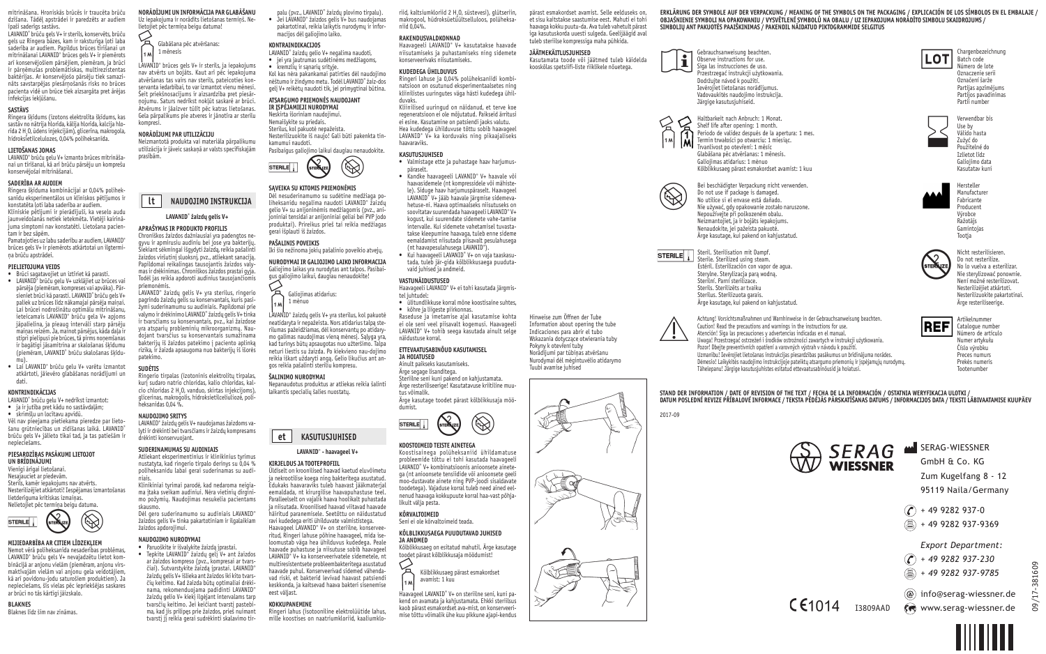mitrināšana. Hroniskās brūcēs ir traucēta brūču dzīšana. Tādēļ apstrādei ir paredzēts ar audiem īpaši saderīgs sastāvs.

LAVANID® brūču gels V+ ir sterils, konservēts, brūču gels uz Ringera bāzes, kam ir raksturīga ļoti laba saderība ar audiem. Papildus brūces tīrīšanai un mitrināšanai LAVANID® brūces gels V+ ir piemērots arī konservējošiem pārsējiem, piemēram, ja brūcē ir pārņēmušas problemātiskas, multirezistentas baktērijas. Ar konservējošo pārsēju tiek samazināts savstarpējas piesārņošanās risks no brūces pacienta vidē un brūce tiek aizsargāta pret atkārtotas infekcijas iekļūšanu.

### SASTĀVS

Ringera šķīdums (izotons elektrolīta šķīdums, kas sastāv no nātrija hlorīda, kālija hlorīda, kalcija hlorīda 2 $H_2O$, ūdens injekcijām), glicerīna, makrogola, hidroksietilcelulozes, 0,04% polihesanīda.

### LIETOŠANAS JOMAS

LAVANID® brūču gels V+ izmanto brūces mitrināšanai un tīrīšanai, kā arī brūču pārsēju un kompresu konservējošai mitrināšanai.

### SADERĪBA AR AUDIEM

Ringera šķīduma kombinācijai ar 0,04% polihesanīdu eksperimentālos un klīniskos pētījumos ir konstatēta ļoti laba saderība ar audiem. Klīniskie pētījumi ir pierādījuši, ka veselo audu jaunveidošanās netiek ietekmēta. Vietēji kairinājuma simptomi nav konstatēti. Lietošana pacientam ir bez sāpēm.

Pamatojoties uz labu saderību ar audiem, LAVANID® brūces gels V+ ir piemērots atkārtotai un ilgtermiņa brūču apstrādei.

### PIELIETOJUMA VEIDS

- Brūci sagatavojiet un iztīriet kā parasti.
- LAVANID® brūču gelu V+ uzklājiet uz brūces vai pārsēja (piemēram, kompreses vai apvāka). Pārsieniet brūci kā parasti. LAVANID® brūču gels V+ paliek uz brūces līdz nākamajai pārsēja maiņai. Lai brūcei nodrošinātu optimālu mitrināšanu, ieteicamais LAVANID® brūču gela V+ apjoms jāpielieina, ja pieaug intervāli starp pārsēju maiņas reizēm. Ja, mainot pārsēju, kāda daļa ir stipri pielipusi pie brūces, tā pirms noņemšanas ir bagātīgi jāsamitrina ar skalošanas šķīdumu (piemēram, LAVANID® brūču skalošanas šķīdumu).
- Lai LAVANID® brūču gelu V+ varētu izmantot atkārtoti, jāievēro glabāšanas norādījumi un dati.

### KONTRINDIKĀCIJAS

LAVANID® brūču gelu V+ nedrīkst izmantot:
- ja ir jutība pret kādu no sastāvdaļām;
- skrimšļu un locītavu apvidū.

Vēl nav pieejama pietiekama pieredze par lietošanu grūtniecības un zīdīšanas laikā. LAVANID® brūču gels V+ jālieto tikai tad, ja tas patiešām ir nepieciešams.

### PIESARDZĪBAS PASĀKUMI LIETOJOT UN BRĪDINĀJUMI

Vienigi ārīgai lietošanai.
Nesajauciet ar piedevām.
Sterils, kamēr iepakojums nav atvērts.
Nesterilizējiet atkārtoti! Iespējamas izmantošanas lietderīguma kritiskas izmaiņas.
Nelietojiet pēc termiņa beigu datuma.

STERILE

### MIJIEDARBĪBA AR CITIEM LĪDZEKĻIEM

Nemot vērā polihesanīda nesaderības problēmas, LAVANID® brūču gels V+ nevajadzētu lietot kombinācijā ar anjonu vielām (piemēram, anjonu virsmaktivajām vielām vai anjonu gela veidotājiem, kā arī povidonu-jodu saturošiem produktiem). Ja nepieciešams, šīs vielas pēc iepriekšējas saskares ar brūci no tās kārtīgi jāizskalo.

### BLAKNES

Blaknes līdz šim nav zināmas.

### NORĀDĪJUMI UN INFORMĀCIJA PAR GLABĀŠANU

Uz iepakojuma ir norādīts lietošanas termiņš. Nelietojiet pēc termiņa beigu datuma!

Glabāšana pēc atvēršanas: 1 mēnesis

LAVANID® brūces gels V+ ir sterils, ja iepakojums nav atvērts un bojāts. Kaut arī pēc iepakojuma atvēršanas tas vairs nav sterils, pateicoties konservanta iedarbībai, to var izmantot vienu mēnesi. Šeit priekšnosacījums ir aizsardzība pret piesārņojumu. Saturs nedrīkst nokļūt saskarē ar brūci. Atvērums ir jāaizver tūlīt pēc katras lietošanas. Gela pārpalikums pie atveres ir jānotīra ar sterilu kompresi.

### NORĀDĪJUMI PAR UTILIZĀCIJU

Neizmantotā produkta vai materiāla pārpalikumu utilizācija ir jāveic saskaņā ar valsts specifiskajām prasībām.

## lt NAUDOJIMO INSTRUKCIJA

### LAVANID® žaizdų gelis V+

### APRAŠYMAS IR PRODUKTO PROFILIS

Chroniškos žaizdos dažniausiai yra padengtos negyvu ir apmirusiu audiniu bei joje yra bakterijų. Siekiant sėkmingai išgydyti žaizdą, reikia pašalinti žaizdos viršutinį sluoksnį, pvz., atliekant sanaciją. Papildomai reikalingas tausojantis žaizdos valymas ir drėkinimas. Chroniškos žaizdos prastai gyja. Todėl jas reikia apdoroti audinius tausojančiomis priemonėmis.

LAVANID® žaizdų gelis V+ yra sterilus, ringerio pagrindo žaizdų gelis su konservantais, kuris pasižymi suderinamumu su audiniais. Papildomai prie valymo ir drėkinimo LAVANID® žaizdų gelis V+ tinka ir tvarsčiams su konservantais, pvz., kai žaizdose yra atsparių probleminių mikroorganizmų. Naudojant tvarsčius su konservantais sumažinama bakterijų iš žaizdos patekimo į paciento aplinką rizika, ir žaizda apsaugoma nuo bakterijų iš išorės patekimo.

### SUDĖTIS

Ringerio tirpalas (izotoninis elektrolitų tirpalas, kurį sudaro natrio chloridas, kalio chloridas, kalcio chloridas 2 $H_2O$, vanduo, skirtas injekcijoms), glicerinas, makrogolis, hidroksietilceliuliozė, poliheksanidas 0,04 %.

### NAUDOJIMO SRITYS

LAVANID® žaizdų gelis V+ naudojamas žaizdoms valyti ir drėkinti bei tvarsčiams ir žaizdų kompresams drėkinti konservuojant.

### SUDERINAMUMAS SU AUDINIAIS

Atliekant eksperimentinius ir klinikinius tyrimus nustatyta, kad ringerio tirpalo derinys su 0,04 % polihesanidu labai gerai suderinamas su audiniais.

Klinikiniai tyrimai parodė, kad nedaroma neigiama įtaka sveikam audiniui. Nėra vietinių dirginimo požymių. Naudojimas nesukelia pacientams skausmo.

Dėl gero suderinamumo su audiniais LAVANID® žaizdos gelis V+ tinka pakartotiniam ir ilgalaikiam žaizdos apdorojimui.

### NAUDOJIMO NURODYMAI

- Paruoškite ir išvalykite žaizdą įprastai.
- Tepkite LAVANID® žaizdų gelį V+ ant žaizdos ar žaizdos kompreso (pvz., kompresai ar tvarsčiai). Sutvarstykite žaizdą įprastai. LAVANID® žaizdų gelis V+ išlieka ant žaizdos iki kito tvarsčių keitimo. Kad žaizda būtų optimaliai drėkinama, rekomenduojama padidinti LAVANID® žaizdų gelio V+ kiekį ilgėjant intervalams tarp tvarsčių keitimo. Jei keičiant tvarstį pastebima, kad jis prilipęs prie žaizdos, prieš nuimant tvarstį jį reikia gerai sudrėkinti skalavimo tirpalu (pvz., LAVANID® žaizdų plovimo tirpalu).
- Jei LAVANID® žaizdos gelis V+ bus naudojamas pakartotinai, reikia laikytis nurodymų ir informacijos dėl galiojimo laiko.

### KONTRAINDIKACIJOS

LAVANID® žaizdų gelio V+ negalima naudoti,
- jei yra jautrumas sudėtinėms medžiagoms,
- kremzlių ir sąnarių srityje.

Kol kas nėra pakankamai patirties dėl naudojimo nėštumo ir žindymo metu. Todėl LAVANID® žaizdos gelį V+ reikėtų naudoti tik, jei primygtinai būtina.

### ATSARGUMO PRIEMONĖS NAUDOJANT IR ĮSPĖJAMIEJI NURODYMAI

Neskirta išoriniam naudojimui.
Nemaišykite su priedais.
Sterilus, kol pakuotė nepažeista.
Nesterilizuokite iš naujo! Gali būti pakenkta tinkamumui naudoti.
Pasibaigus galiojimo laikui daugiau nenaudokite.

STERILE

### SĄVEIKA SU KITOMIS PRIEMONĖMIS

Dėl nesuderinamumo su sudėtine medžiaga poliheksanidu negalima naudoti LAVANID® žaizdų gelio V+ su anijoninėmis medžiagomis (pvz., anijoniniai tensidai ar anijoniniai geliai bei PVP jodo produktai). Prireikus prieš tai reikia medžiagas gerai išplauti iš žaizdos.

### PAŠALINIS POVEIKIS

Iki šio nežinoma jokių pašalinio poveikio atvejų.

### NURODYMAI IR GALIOJIMO LAIKO INFORMACIJA

Galiojimo laikas yra nurodytas ant talpos. Pasibaigus galiojimo laikui, daugiau nenaudokite!

Galiojimas atidarius: 1 mėnuo

LAVANID® žaizdų gelis V+ yra sterilus, kol pakuotė neatidaryta ir nepažeista. Nors atidarius talpą sterilumas pažeidžiamas, dėl konservantų po atidarymo galimas naudojimas vieną mėnesį. Sąlyga yra, kad turinys būtų apsaugotas nuo užteršimo. Talpa neturi liestis su žaizda. Po kiekvieno nau-dojimo reikia iškart uždaryti angą. Gelio likučius ant angos reikia pašalinti steriliu kompresu.

### ŠALINIMO NURODYMAI

Nepanaudotus produktus ar atliekas reikia šalinti laikantis specialių šalies nuostatų.

## et KASUTUSJUHISED

### LAVANID® - haavageel V+

### KIRJELDUS JA TOOTEPROFIIL

Üldiselt on kroonilised haavad kaetud elusvõimetu ja nekrootilise koega ning bakteritega asustatud. Edukaks haavaraviks tuleb haavast jääkmaterjal eemaldada, nt kirurgilise haavapuhastuse teel. Paralleelselt on vajalik haava hoolikalt puhastada ja niisutada. Kroonilised haavad viitavad haavade häiritud paranemisele. Seetõttu on näidustatud ravi kudedega eriti ühilduvate valmististega.

Haavageel LAVANID® V+ on steriilne, konserveeritud, Ringeri lahuse põhine haavageel, mida iseloomustab väga hea ühilduvus kudedega. Peale haavade puhastuse ja niisutuse sobib haavageel LAVANID® V+ ka konserveerivatele sidemetele, nt multiresistentsete probleembakteritega asustatud haavade puhul. Konserveerivad sidemed vähendavad riski, et bakterid levivad haavast patsiendi keskkonda, ja kaitsevad haava bakteri sisenemise eest väljast.

### KOKKUPANEMINE

Ringeri lahus (isotooniline elektrolüütide lahus, mille koostises on naatriumkloriid, kaaliumkloriid, kaltsiumkloriid 2 $H_2O$, süstevesi), glütseriin, makrogool, hüdroksüetüültselluloos, polüheksaniid 0,04%.

### RAKENDUSVALDKONNAD

Haavageeli LAVANID® V+ kasutatakse haavade niisutamiseks ja puhastamiseks ning sidemete konserveerivaks niisutamiseks.

### KUDEDEGA ÜHILDUVUS

Ringeri lahuse ja 0,04% polüheksaniidi kombinatsioon on osutunud eksperimentaalsetes ning kliinilistes uuringutes väga hästi kudedega ühilduvaks.

Kliinilised uuringud on näidanud, et terve koe regeneratsioon ei ole mõjutatud. Paikseid ärritusi ei esine. Kasutamine on patsiendi jaoks valutu.

Hea kudedega ühilduvuse tõttu sobib haavageel LAVANID® V+ ka korduvaks ning pikaajaliseks haavaraviks.

### KASUTUSJUHISED

- Valmistage ette ja puhastage haav harjumuspäraselt.
- Kandke haavageeli LAVANID® V+ haavale või haavasidemele (nt kompressidele või mähistele). Siduge haav harjumuspäraselt. Haavageel LAVANID® V+ jääb haavale järgmise sidemevahetuse-ni. Haava optimaalseks niisutuseks on soovitatav suurendada haavageeli LAVANID® V+ kogust, kui sidemete vahetamisel tuvastatakse kleepumine haavaga, tuleb enne sideme eemaldamist niisutada piisavalt pesulahusega (nt haavapesulahusega LAVANID®).
- Kui haavageeli LAVANID® V+ on vaja taaskasutada, tuleb jär-gida kõlblikkusaega puudutavaid juhised ja andmeid.

### VASTUNÄIDUSTUSED

Haavageeli LAVANID® V+ ei tohi kasutada järgmistel juhtudel:
- ülitundlikkuse korral mõne koostisaine suhtes,
- kõhre ja liigeste piirkonnas.

Raseduse ja imetamise ajal kasutamise kohta ei ole seni veel piisavalt kogemusi. Haavageeli LAVANID® V+ tohib seega kasutada ainult selge näidustuse korral.

### ETTEVAATUSABINÕUD KASUTAMISEL JA HOIATUSED

Ainult paikseks kasutamiseks.
Ärge segage lisanditega.
Steriilne seni kuni pakend on kahjustamata.
Ärge resteriliseerige! Kasutatavuse kriitiline muutus võimalik.
Ärge kasutage toodet pärast kõlblikkusaja möödumist.

STERILE

### KOOSTOIMED TEISTE AINETEGA

Koostisainega polüheksaniid ühildamatuse probleemide tõttu ei tohi kasutada haavageeli LAVANID® V+ kombinatsioonis anioonsete ainetega (nt anioonsete tensiidide või anioonsete geeli moo-dustavate ainete ning PVP-joodi sisaldavate toodetega). Vajaduse korral tuleb need ained eelnenud haavaga kokkupuute korral haa-vast põhjalikult välja pesta.

### KÕRVALTOIMED

Seni ei ole kõrvaltoimeid teada.

### KÕLBLIKKUSAEGA PUUDUTAVAD JUHISED JA ANDMED

Kõlblikkusaeg on esitatud mahutil. Ärge kasutage toodet pärast kõlblikkusaja möödumist!

Kõlblikkusaeg pärast esmakordset avamist: 1 kuu

Haavageel LAVANID® V+ on steriilne seni, kuni pakend on avamata ja kahjustamata. Ehkki steriilsus kaob pärast esmakordset ava-mist, on konserveerimise tõttu võimalik ühe kuu pikkune ajapi-kendus pärast esmakordset avamist. Selle eelduseks on, et sisu kaitstakse saastumise eest. Mahuti ei tohi haavaga kokku puutu-da. Ava tuleb vahetult pärast iga kasutuskorda uuesti sulgeda. Geeliijäägid aval tuleb steriilse kompressiga maha pühkida.

### JÄÄTMEKÄITLUSJUHISED

Kasutamata toode või jäätmed tuleb käidelda kooskõlas spetsifi-liste riiklikele nõuetega.

Hinweise zum Öffnen der Tube
Information about opening the tube
Indicaciones para abrir el tubo
Wskazania dotyczące otwierania tuby
Pokyny k otevření tuby
Norādījumi par tūbiņas atvēršanu
Nurodymai dėl mėgintuvėlio atidarymo
Tuubi avamise juhised

### ERKLÄRUNG DER SYMBOLE AUF DER VERPACKUNG / MEANING OF THE SYMBOLS ON THE PACKAGING / EXPLICACIÓN DE LOS SÍMBOLOS EN EL EMBALAJE / OBJAŚNIENIE SYMBOLI NA OPAKOWANIU / VYSVĚTLENÍ SYMBOLŮ NA OBALU / UZ IEPAKOJUMA NORĀDĪTO SIMBOLU SKAIDROJUMS / SIMBOLIŲ ANT PAKUOTĖS PAAIŠKINIMAS / PAKENDIL NÄIDATUD PIKTOGRAMMIDE SELGITUS

Gebrauchsanweisung beachten.
Observe instructions for use.
Siga las instrucciones de uso.
Przestrzegać instrukcji użytkowania.
Dodržujte návod k použití.
Ievērojiet lietošanas norādījumus.
Vadovaukitės naudojimo instrukcija.
Järgige kasutusjuhiseid.

Haltbarkeit nach Anbruch: 1 Monat.
Shelf life after opening: 1 month.
Periodo de validez después de la apertura: 1 mes.
Termin trwałości po otwarciu: 1 miesiąc.
Trvanlivost po otevření: 1 měsíc
Glabāšana pēc atvēršanas: 1 mēnesis.
Galiojimas atidarius: 1 mėnuo
Kõlblikkusaeg pärast esmakordset avamist: 1 kuu

Bei beschädigter Verpackung nicht verwenden.
Do not use if package is damaged.
No utilice si el envase está dañado.
Nie używać, gdy opakowanie zostało naruszone.
Nepoužívejte při poškozeném obalu.
Neizmantojiet, ja ir bojāts iepakojums.
Nenaudokite, jei pažeista pakuotė.
Ärge kasutage, kui pakend on kahjustatud.

STERILE
Steril. Sterilisation mit Dampf.
Sterile. Sterilized using steam.
Estéril. Esterilización con vapor de agua.
Sterylne. Sterylizacja parą wodną.
Sterilní. Parní sterilizace.
Sterils. Sterilizēts ar tvaiku
Sterilus. Sterilizuota garais.
Ärge kasutage, kui pakend on kahjustatud.

Achtung! Vorsichtsmaßnahmen und Warnhinweise in der Gebrauchsanweisung beachten.
Caution! Read the precautions and warnings in the instructions for use.
Atención! Siga las precauciones y advertencias indicadas en el manual.
Uwaga! Przestrzegać ostrzeżeń i środków ostrożności zawartych w instrukcji użytkowania.
Pozor! Dbejte preventivních opatření a varovných výstrah v návodu k použití.
Uzmanību! Ievērojiet lietošanas instrukcijas piesardzības pasākumus un brīdinājuma norādes.
Dėmesio! Laikykitės naudojimo instrukcijoje pateiktų atsargumo priemonių ir įspėjamųjų nurodymų.
Tähelepanu! Järgige kasutusjuhistes esitatud ettevaatusabinõusid ja hoiatusi.

LOT
Chargenbezeichnung
Batch code
Número de lote
Oznaczenie serii
Označení šarže
Partijas apzīmējums
Partijos pavadinimas
Partii number

Verwendbar bis
Use by
Válido hasta
Zużyć do
Použitelné do
Izlietot līdz
Galiojimo data
Kasutatav kuni

Hersteller
Manufacturer
Fabricante
Producent
Výrobce
Ražotājs
Gamintojas
Tootja

Nicht resterilisieren.
Do not resterilize.
No lo vuelva a esterilizar.
Nie sterylizować ponownie.
Není možné resterilizovat.
Nesterilizējiet atkārtoti.
Nesterilizuokite pakartotinai.
Ärge resteriliseerige.

REF
Artikelnummer
Catalogue number
Número de artículo
Numer artykułu
Číslo výrobku
Preces numurs
Prekės numeris
Tootenumber

### STAND DER INFORMATION / DATE OF REVISION OF THE TEXT / FECHA DE LA INFORMACIÓN / OSTATNIA WERYFIKACJA ULOTKI / DATUM POSLEDNÍ REVIZE PŘÍBALOVÉ INFORMACE / TEKSTA PĒDĒJĀS PĀRSKATĪŠANAS DATUMS / INFORMACIJOS DATA / TEKSTI LÄBIVAATAMISE KUUPÄEV

2017-09

SERAG WIESSNER

SERAG-WIESSNER
GmbH & Co. KG
Zum Kugelfang 8 - 12
95119 Naila/Germany

+ 49 9282 937-0
+ 49 9282 937-9369

*Export Department:*
*+ 49 9282 937-230*
*+ 49 9282 937-9785*

info@serag-wiessner.de
www.serag-wiessner.de

CE 1014 I3809AAD

09/17-381609